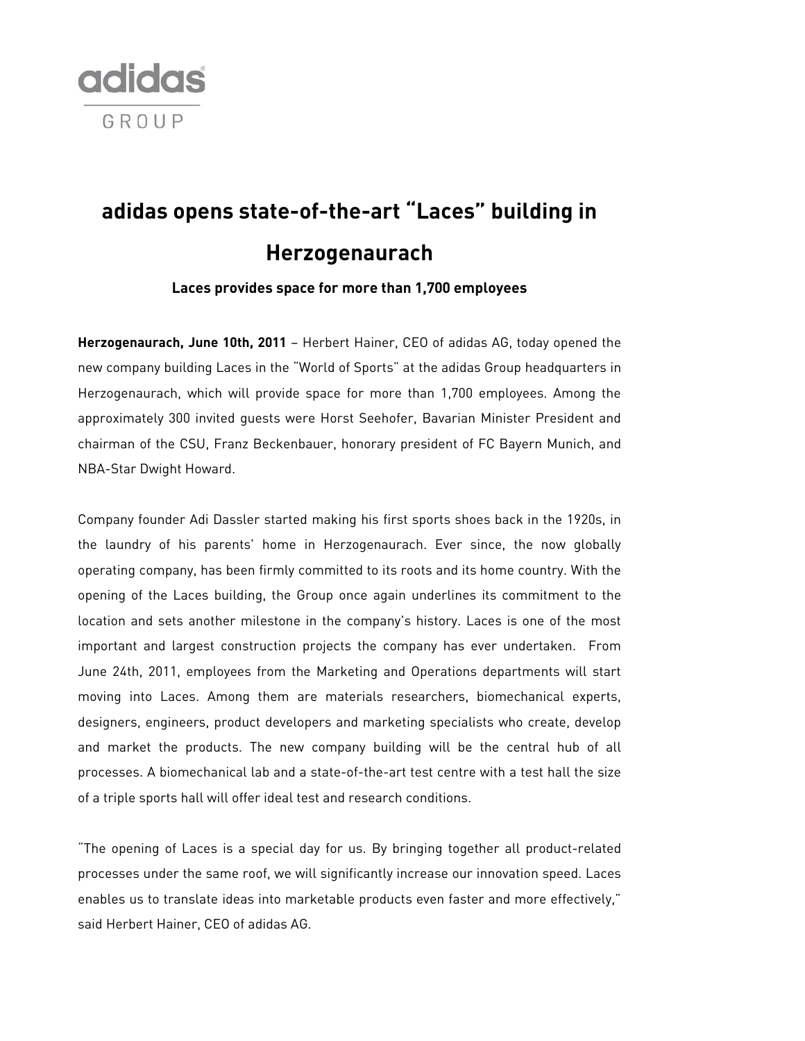adidas GROUP

# adidas opens state-of-the-art "Laces" building in Herzogenaurach

**Laces provides space for more than 1,700 employees**

**Herzogenaurach, June 10th, 2011** – Herbert Hainer, CEO of adidas AG, today opened the new company building Laces in the "World of Sports" at the adidas Group headquarters in Herzogenaurach, which will provide space for more than 1,700 employees. Among the approximately 300 invited guests were Horst Seehofer, Bavarian Minister President and chairman of the CSU, Franz Beckenbauer, honorary president of FC Bayern Munich, and NBA-Star Dwight Howard.

Company founder Adi Dassler started making his first sports shoes back in the 1920s, in the laundry of his parents' home in Herzogenaurach. Ever since, the now globally operating company, has been firmly committed to its roots and its home country. With the opening of the Laces building, the Group once again underlines its commitment to the location and sets another milestone in the company's history. Laces is one of the most important and largest construction projects the company has ever undertaken. From June 24th, 2011, employees from the Marketing and Operations departments will start moving into Laces. Among them are materials researchers, biomechanical experts, designers, engineers, product developers and marketing specialists who create, develop and market the products. The new company building will be the central hub of all processes. A biomechanical lab and a state-of-the-art test centre with a test hall the size of a triple sports hall will offer ideal test and research conditions.

"The opening of Laces is a special day for us. By bringing together all product-related processes under the same roof, we will significantly increase our innovation speed. Laces enables us to translate ideas into marketable products even faster and more effectively," said Herbert Hainer, CEO of adidas AG.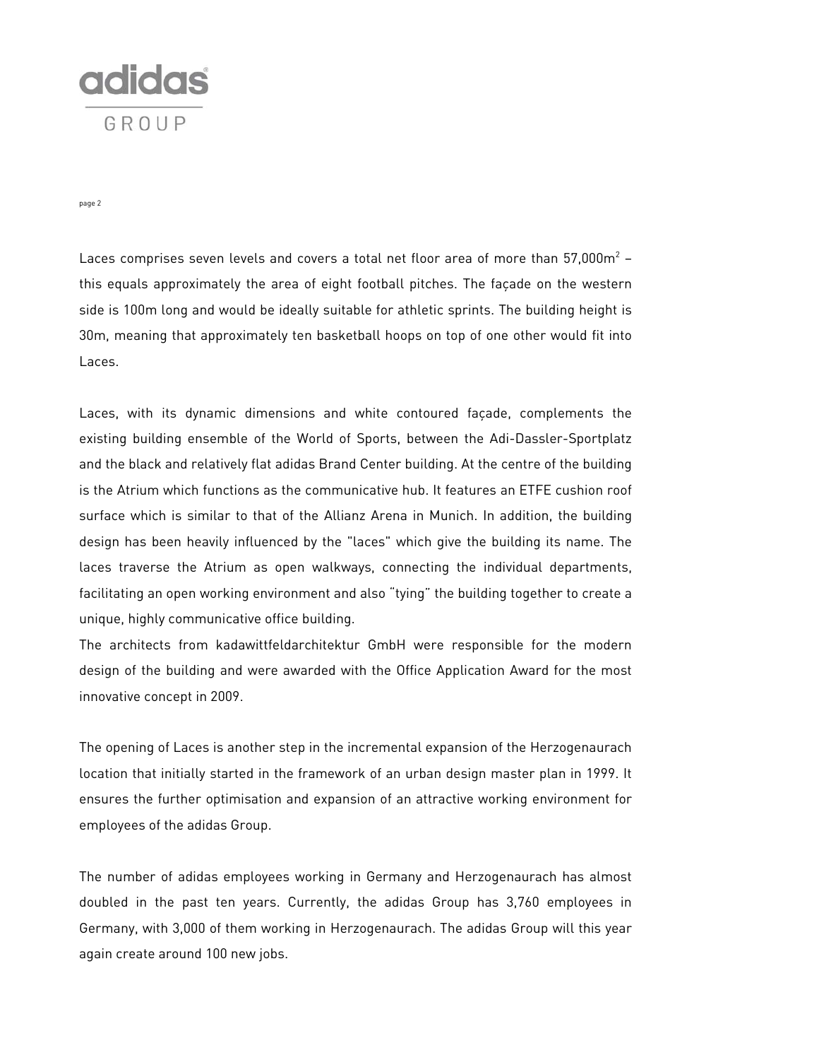Laces comprises seven levels and covers a total net floor area of more than 57,000m$^2$ – this equals approximately the area of eight football pitches. The façade on the western side is 100m long and would be ideally suitable for athletic sprints. The building height is 30m, meaning that approximately ten basketball hoops on top of one other would fit into Laces.

Laces, with its dynamic dimensions and white contoured façade, complements the existing building ensemble of the World of Sports, between the Adi-Dassler-Sportplatz and the black and relatively flat adidas Brand Center building. At the centre of the building is the Atrium which functions as the communicative hub. It features an ETFE cushion roof surface which is similar to that of the Allianz Arena in Munich. In addition, the building design has been heavily influenced by the "laces" which give the building its name. The laces traverse the Atrium as open walkways, connecting the individual departments, facilitating an open working environment and also "tying" the building together to create a unique, highly communicative office building.

The architects from kadawittfeldarchitektur GmbH were responsible for the modern design of the building and were awarded with the Office Application Award for the most innovative concept in 2009.

The opening of Laces is another step in the incremental expansion of the Herzogenaurach location that initially started in the framework of an urban design master plan in 1999. It ensures the further optimisation and expansion of an attractive working environment for employees of the adidas Group.

The number of adidas employees working in Germany and Herzogenaurach has almost doubled in the past ten years. Currently, the adidas Group has 3,760 employees in Germany, with 3,000 of them working in Herzogenaurach. The adidas Group will this year again create around 100 new jobs.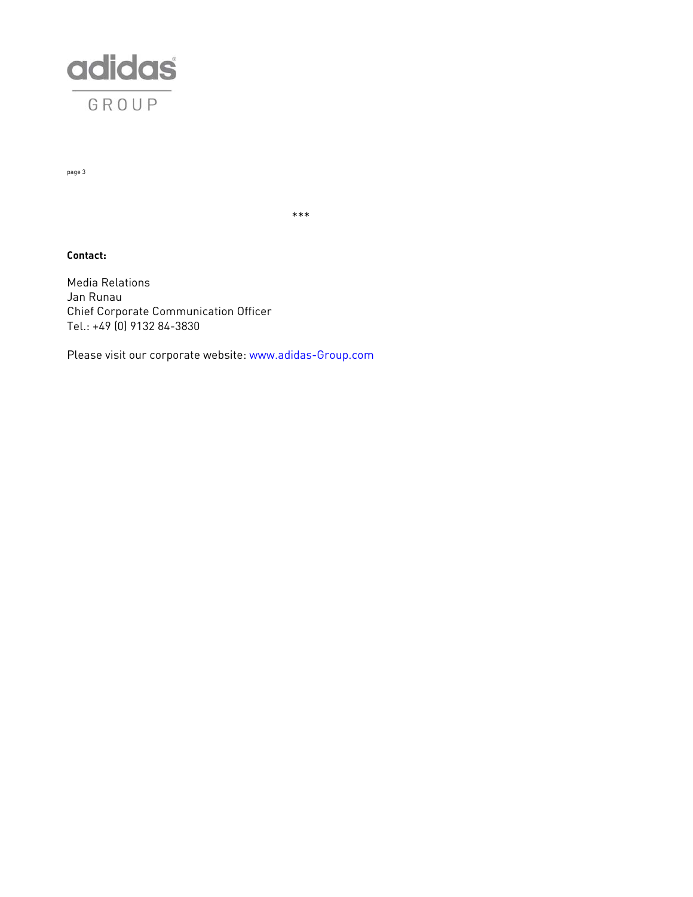***

**Contact:**

Media Relations
Jan Runau
Chief Corporate Communication Officer
Tel.: +49 (0) 9132 84-3830

Please visit our corporate website: www.adidas-Group.com